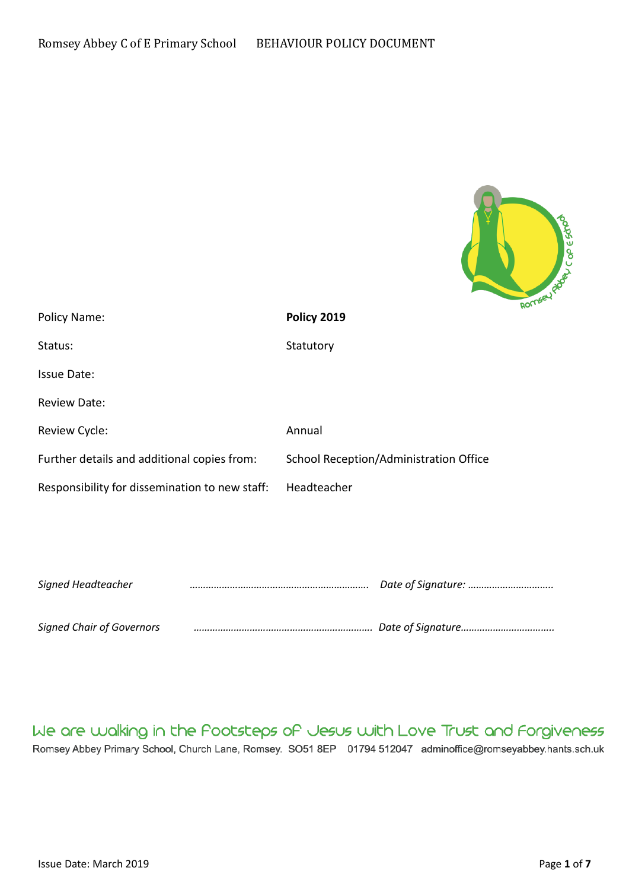Romsey Abbey C of E Primary School BEHAVIOUR POLICY DOCUMENT

| | |
|---|---|
| Policy Name: | **Policy 2019** |
| Status: | Statutory |
| Issue Date: | |
| Review Date: | |
| Review Cycle: | Annual |
| Further details and additional copies from: | School Reception/Administration Office |
| Responsibility for dissemination to new staff: | Headteacher |

*Signed Headteacher* ………………………………………………………. *Date of Signature:* …………………………..

*Signed Chair of Governors* ………………………………………………………. *Date of Signature*……………………………..

We are walking in the Footsteps of Jesus with Love Trust and Forgiveness

Romsey Abbey Primary School, Church Lane, Romsey. SO51 8EP 01794 512047 adminoffice@romseyabbey.hants.sch.uk

Issue Date: March 2019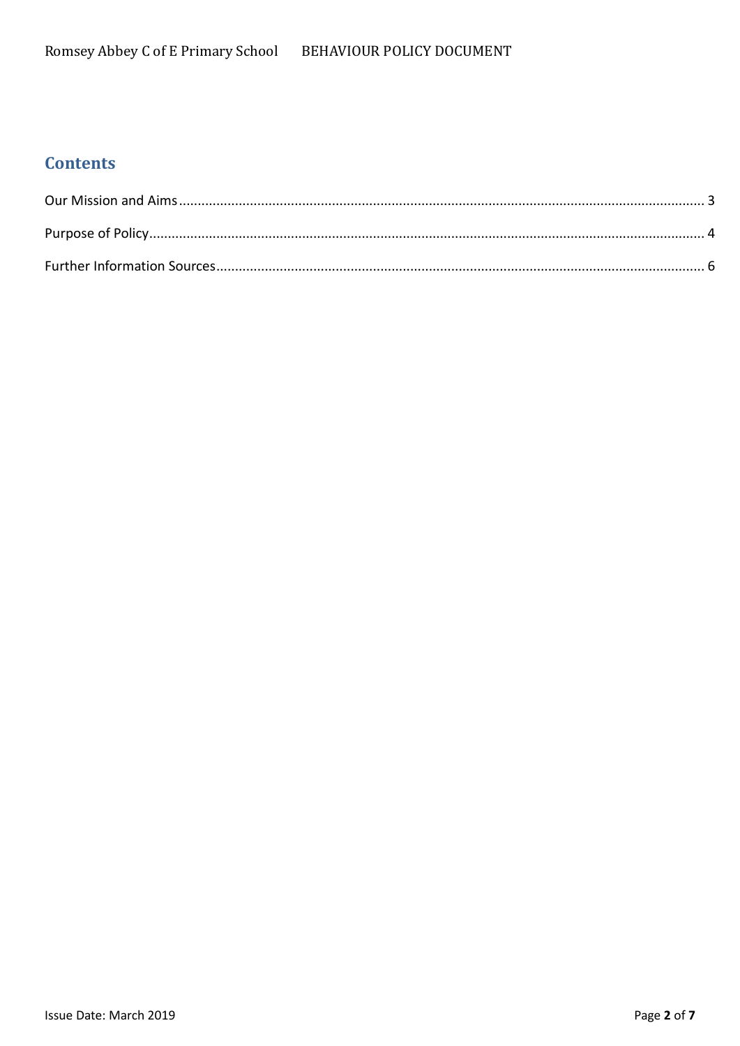## Contents

Our Mission and Aims ........................................................................................................................................ 3

Purpose of Policy ................................................................................................................................................ 4

Further Information Sources .............................................................................................................................. 6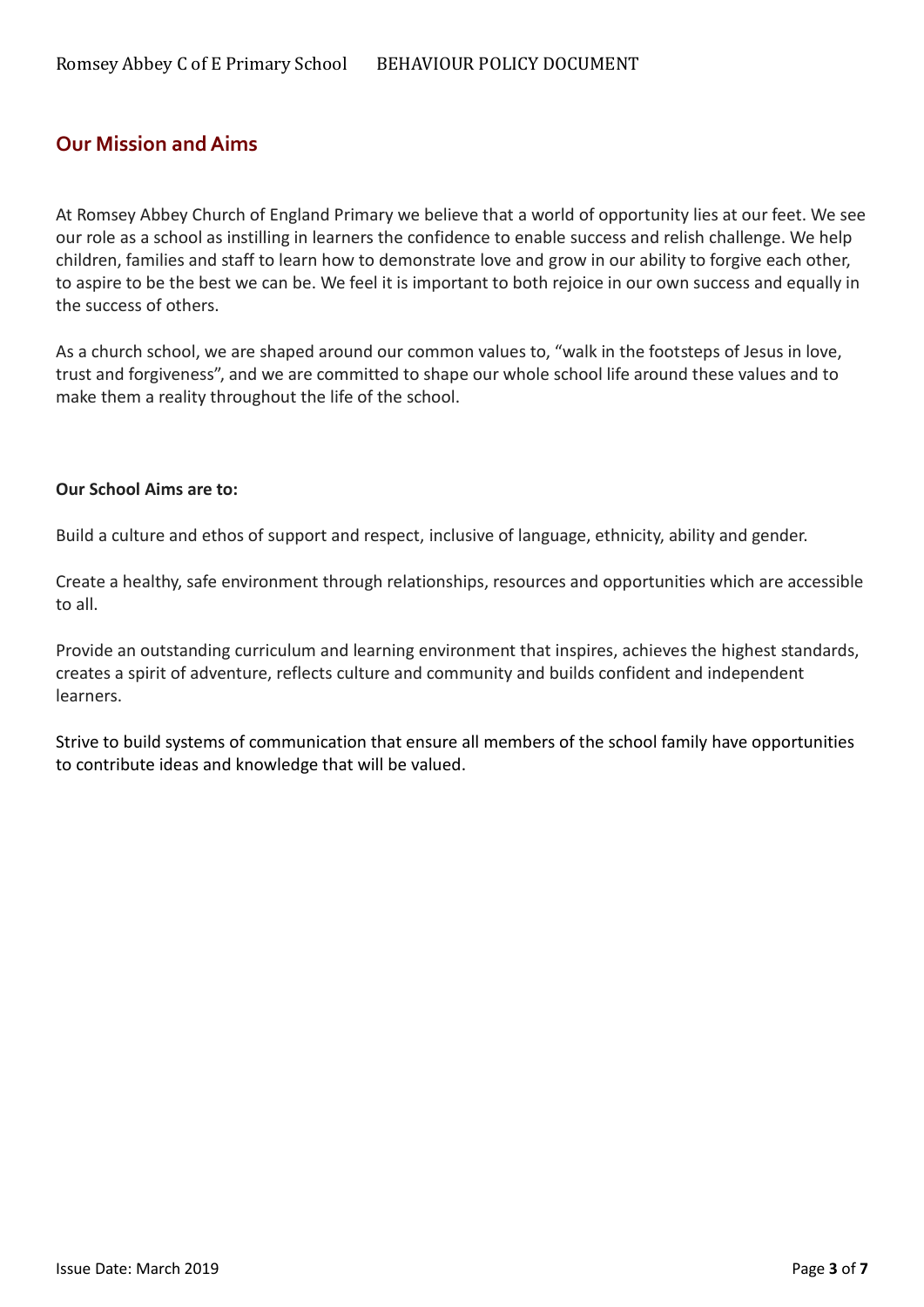## Our Mission and Aims

At Romsey Abbey Church of England Primary we believe that a world of opportunity lies at our feet. We see our role as a school as instilling in learners the confidence to enable success and relish challenge. We help children, families and staff to learn how to demonstrate love and grow in our ability to forgive each other, to aspire to be the best we can be. We feel it is important to both rejoice in our own success and equally in the success of others.

As a church school, we are shaped around our common values to, "walk in the footsteps of Jesus in love, trust and forgiveness", and we are committed to shape our whole school life around these values and to make them a reality throughout the life of the school.

**Our School Aims are to:**

Build a culture and ethos of support and respect, inclusive of language, ethnicity, ability and gender.

Create a healthy, safe environment through relationships, resources and opportunities which are accessible to all.

Provide an outstanding curriculum and learning environment that inspires, achieves the highest standards, creates a spirit of adventure, reflects culture and community and builds confident and independent learners.

Strive to build systems of communication that ensure all members of the school family have opportunities to contribute ideas and knowledge that will be valued.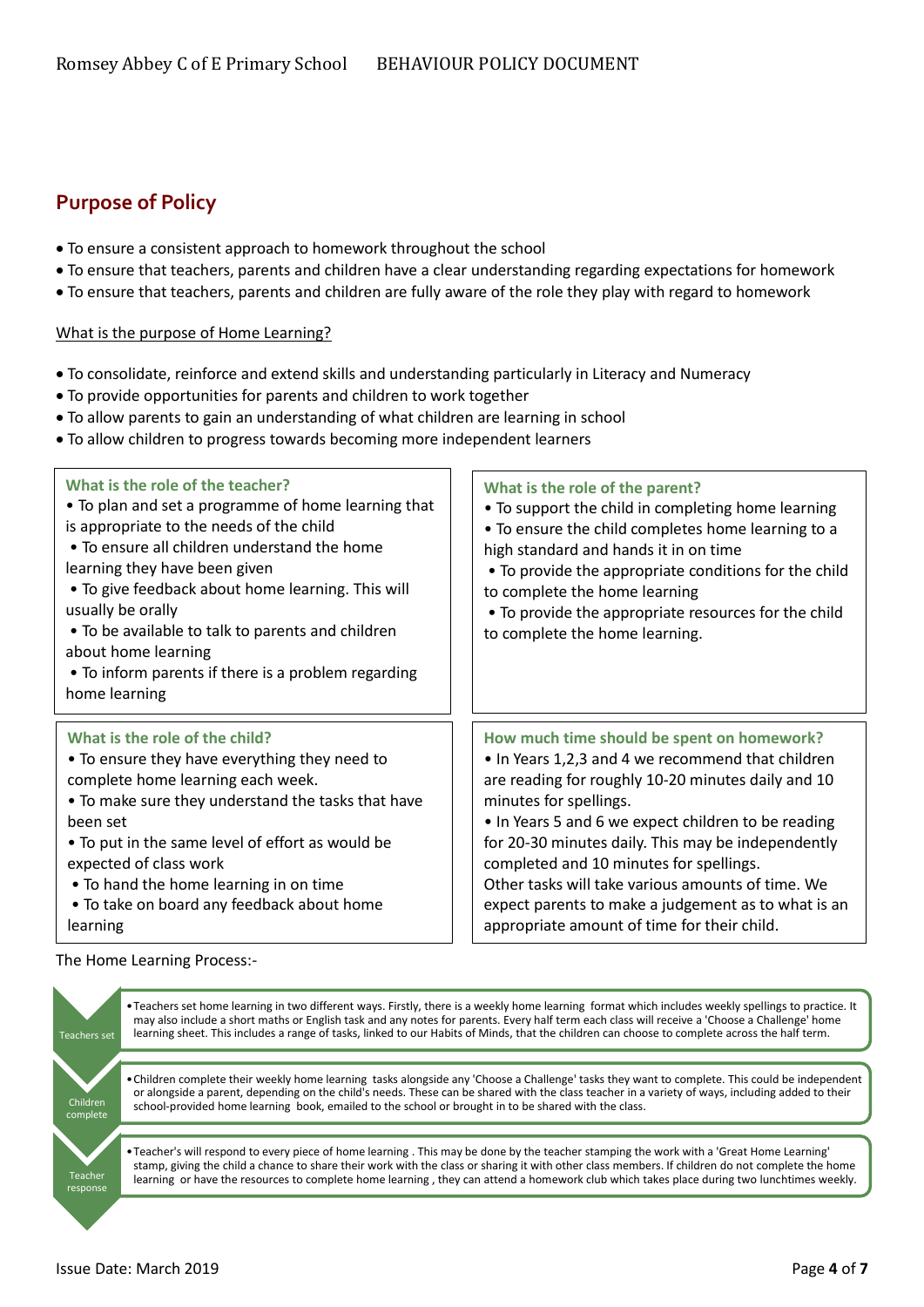## Purpose of Policy

- To ensure a consistent approach to homework throughout the school
- To ensure that teachers, parents and children have a clear understanding regarding expectations for homework
- To ensure that teachers, parents and children are fully aware of the role they play with regard to homework

What is the purpose of Home Learning?

- To consolidate, reinforce and extend skills and understanding particularly in Literacy and Numeracy
- To provide opportunities for parents and children to work together
- To allow parents to gain an understanding of what children are learning in school
- To allow children to progress towards becoming more independent learners

### What is the role of the teacher?

- To plan and set a programme of home learning that is appropriate to the needs of the child
- To ensure all children understand the home learning they have been given
- To give feedback about home learning. This will usually be orally
- To be available to talk to parents and children about home learning
- To inform parents if there is a problem regarding home learning

### What is the role of the parent?

- To support the child in completing home learning
- To ensure the child completes home learning to a high standard and hands it in on time
- To provide the appropriate conditions for the child to complete the home learning
- To provide the appropriate resources for the child to complete the home learning.

### What is the role of the child?

- To ensure they have everything they need to complete home learning each week.
- To make sure they understand the tasks that have been set
- To put in the same level of effort as would be expected of class work
- To hand the home learning in on time
- To take on board any feedback about home learning

### How much time should be spent on homework?

- In Years 1,2,3 and 4 we recommend that children are reading for roughly 10-20 minutes daily and 10 minutes for spellings.
- In Years 5 and 6 we expect children to be reading for 20-30 minutes daily. This may be independently completed and 10 minutes for spellings.

Other tasks will take various amounts of time. We expect parents to make a judgement as to what is an appropriate amount of time for their child.

The Home Learning Process:-

**Teachers set**

- Teachers set home learning in two different ways. Firstly, there is a weekly home learning format which includes weekly spellings to practice. It may also include a short maths or English task and any notes for parents. Every half term each class will receive a 'Choose a Challenge' home learning sheet. This includes a range of tasks, linked to our Habits of Minds, that the children can choose to complete across the half term.

**Children complete**

- Children complete their weekly home learning tasks alongside any 'Choose a Challenge' tasks they want to complete. This could be independent or alongside a parent, depending on the child's needs. These can be shared with the class teacher in a variety of ways, including added to their school-provided home learning book, emailed to the school or brought in to be shared with the class.

**Teacher response**

- Teacher's will respond to every piece of home learning . This may be done by the teacher stamping the work with a 'Great Home Learning' stamp, giving the child a chance to share their work with the class or sharing it with other class members. If children do not complete the home learning or have the resources to complete home learning , they can attend a homework club which takes place during two lunchtimes weekly.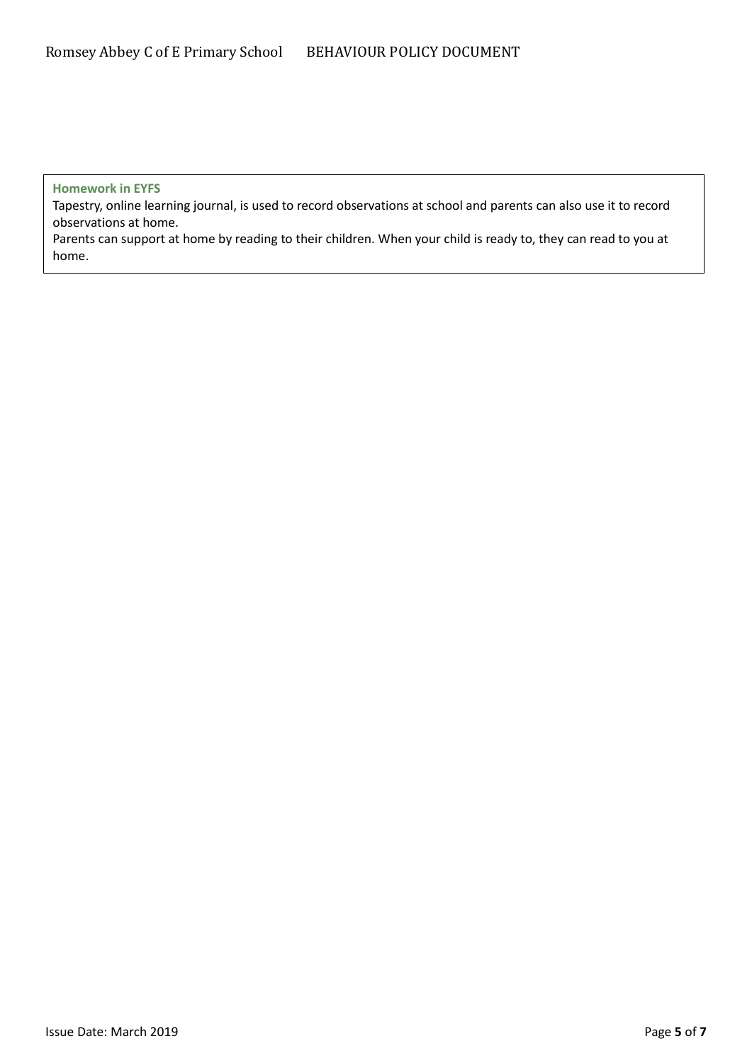**Homework in EYFS**

Tapestry, online learning journal, is used to record observations at school and parents can also use it to record observations at home.

Parents can support at home by reading to their children. When your child is ready to, they can read to you at home.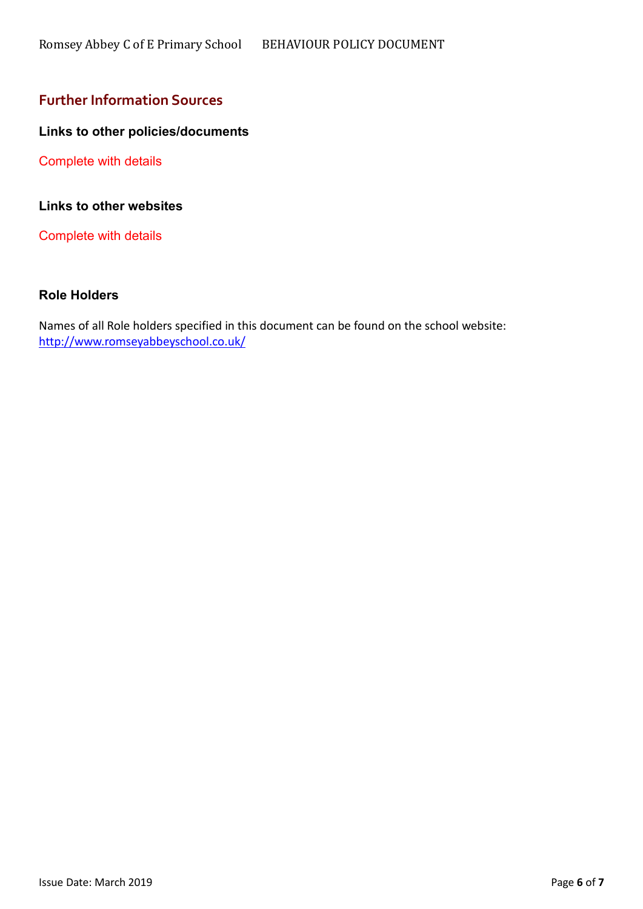## Further Information Sources

### Links to other policies/documents

Complete with details

### Links to other websites

Complete with details

### Role Holders

Names of all Role holders specified in this document can be found on the school website: http://www.romseyabbeyschool.co.uk/